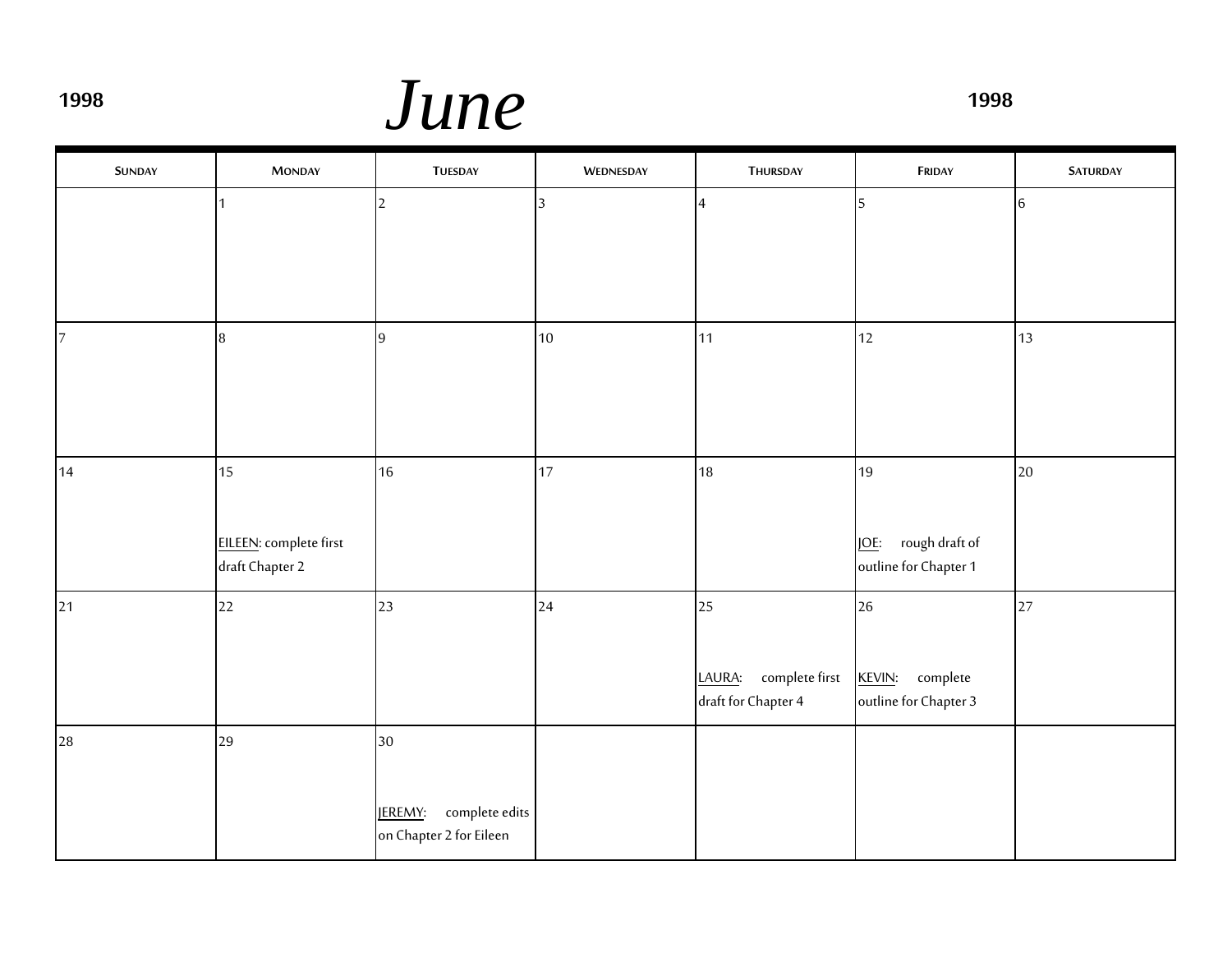**1998** # *June* **1998**

| Sunday | Monday | Tuesday | Wednesday | Thursday | Friday | Saturday |
|---|---|---|---|---|---|---|
| | 1 | 2 | 3 | 4 | 5 | 6 |
| 7 | 8 | 9 | 10 | 11 | 12 | 13 |
| 14 | 15<br><br>EILEEN: complete first draft Chapter 2 | 16 | 17 | 18 | 19<br><br>JOE: rough draft of outline for Chapter 1 | 20 |
| 21 | 22 | 23 | 24 | 25<br><br>LAURA: complete first draft for Chapter 4 | 26<br><br>KEVIN: complete outline for Chapter 3 | 27 |
| 28 | 29 | 30<br><br>JEREMY: complete edits on Chapter 2 for Eileen | | | | |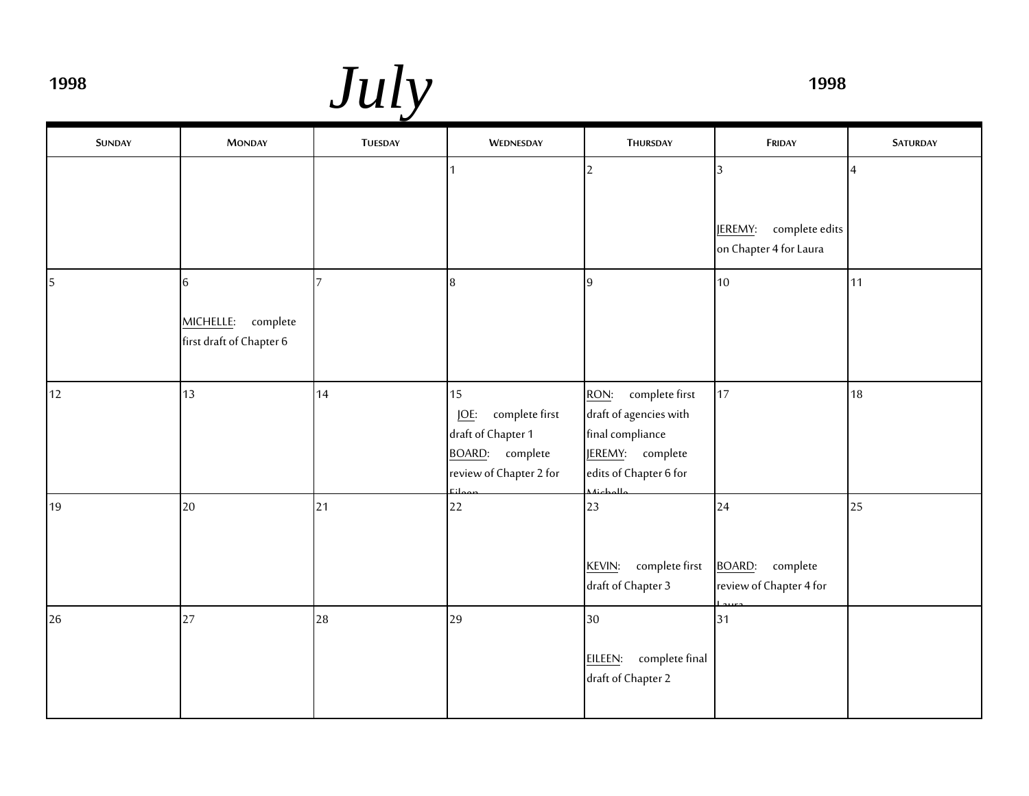# July 1998

| Sunday | Monday | Tuesday | Wednesday | Thursday | Friday | Saturday |
| --- | --- | --- | --- | --- | --- | --- |
| | | | 1 | 2 | 3<br><br>JEREMY: complete edits on Chapter 4 for Laura | 4 |
| 5 | 6<br><br>MICHELLE: complete first draft of Chapter 6 | 7 | 8 | 9 | 10 | 11 |
| 12 | 13 | 14 | 15<br>JOE: complete first draft of Chapter 1<br>BOARD: complete review of Chapter 2 for Eileen | RON: complete first draft of agencies with final compliance<br>JEREMY: complete edits of Chapter 6 for Michelle | 17 | 18 |
| 19 | 20 | 21 | 22 | 23<br><br>KEVIN: complete first draft of Chapter 3 | 24<br><br>BOARD: complete review of Chapter 4 for Laura | 25 |
| 26 | 27 | 28 | 29 | 30<br><br>EILEEN: complete final draft of Chapter 2 | 31 | |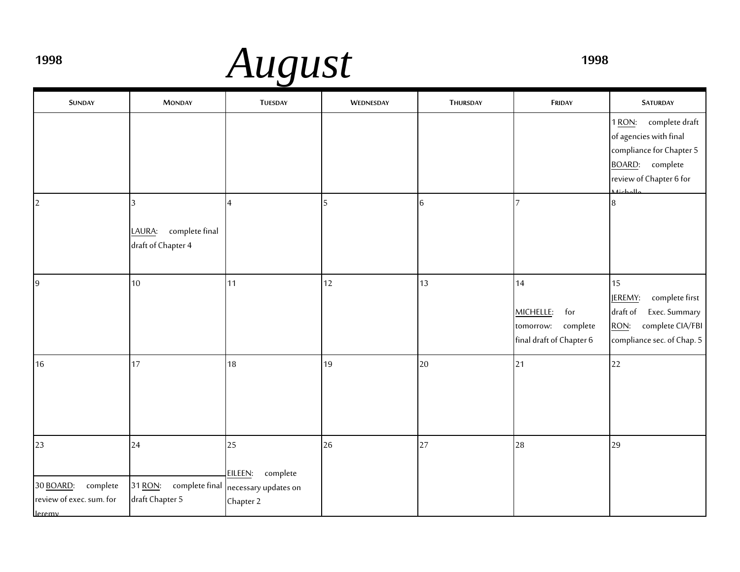**1998** | ***August*** | **1998**

| SUNDAY | MONDAY | TUESDAY | WEDNESDAY | THURSDAY | FRIDAY | SATURDAY |
|---|---|---|---|---|---|---|
| | | | | | | 1 RON: complete draft of agencies with final compliance for Chapter 5 BOARD: complete review of Chapter 6 for Michelle |
| 2 | 3 LAURA: complete final draft of Chapter 4 | 4 | 5 | 6 | 7 | 8 |
| 9 | 10 | 11 | 12 | 13 | 14 MICHELLE: for tomorrow: complete final draft of Chapter 6 | 15 JEREMY: complete first draft of Exec. Summary RON: complete CIA/FBI compliance sec. of Chap. 5 |
| 16 | 17 | 18 | 19 | 20 | 21 | 22 |
| 23 | 24 | 25 EILEEN: complete necessary updates on Chapter 2 | 26 | 27 | 28 | 29 |
| 30 BOARD: complete review of exec. sum. for Jeremy | 31 RON: complete final draft Chapter 5 | | | | | |